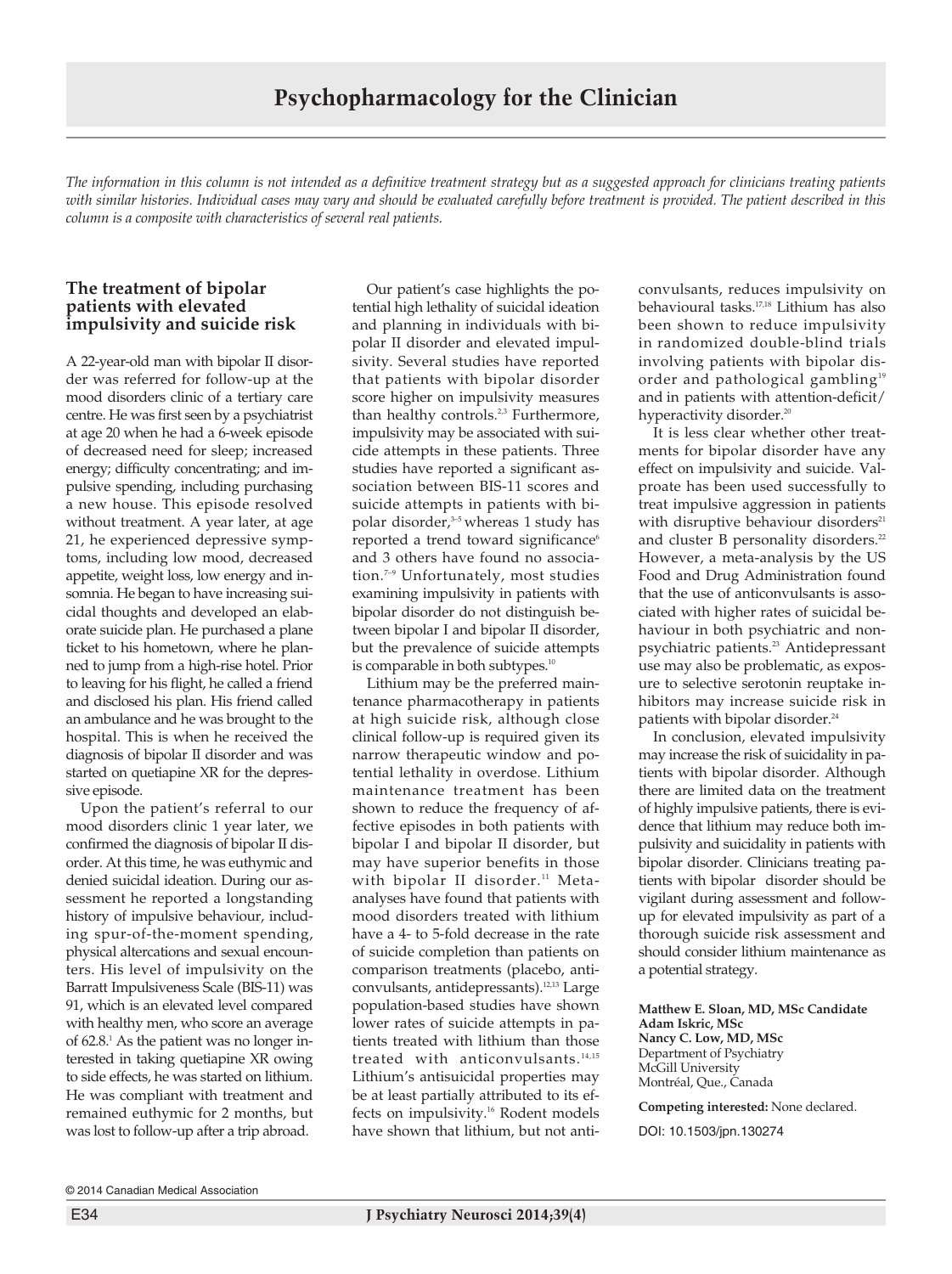# Psychopharmacology for the Clinician

*The information in this column is not intended as a definitive treatment strategy but as a suggested approach for clinicians treating patients with similar histories. Individual cases may vary and should be evaluated carefully before treatment is provided. The patient described in this column is a composite with characteristics of several real patients.*

## The treatment of bipolar patients with elevated impulsivity and suicide risk

A 22-year-old man with bipolar II disorder was referred for follow-up at the mood disorders clinic of a tertiary care centre. He was first seen by a psychiatrist at age 20 when he had a 6-week episode of decreased need for sleep; increased energy; difficulty concentrating; and impulsive spending, including purchasing a new house. This episode resolved without treatment. A year later, at age 21, he experienced depressive symptoms, including low mood, decreased appetite, weight loss, low energy and insomnia. He began to have increasing suicidal thoughts and developed an elaborate suicide plan. He purchased a plane ticket to his hometown, where he planned to jump from a high-rise hotel. Prior to leaving for his flight, he called a friend and disclosed his plan. His friend called an ambulance and he was brought to the hospital. This is when he received the diagnosis of bipolar II disorder and was started on quetiapine XR for the depressive episode.

Upon the patient's referral to our mood disorders clinic 1 year later, we confirmed the diagnosis of bipolar II disorder. At this time, he was euthymic and denied suicidal ideation. During our assessment he reported a longstanding history of impulsive behaviour, including spur-of-the-moment spending, physical altercations and sexual encounters. His level of impulsivity on the Barratt Impulsiveness Scale (BIS-11) was 91, which is an elevated level compared with healthy men, who score an average of 62.8.[1] As the patient was no longer interested in taking quetiapine XR owing to side effects, he was started on lithium. He was compliant with treatment and remained euthymic for 2 months, but was lost to follow-up after a trip abroad.

Our patient's case highlights the potential high lethality of suicidal ideation and planning in individuals with bipolar II disorder and elevated impulsivity. Several studies have reported that patients with bipolar disorder score higher on impulsivity measures than healthy controls.[2,3] Furthermore, impulsivity may be associated with suicide attempts in these patients. Three studies have reported a significant association between BIS-11 scores and suicide attempts in patients with bipolar disorder,[3–5] whereas 1 study has reported a trend toward significance[6] and 3 others have found no association.[7–9] Unfortunately, most studies examining impulsivity in patients with bipolar disorder do not distinguish between bipolar I and bipolar II disorder, but the prevalence of suicide attempts is comparable in both subtypes.[10]

Lithium may be the preferred maintenance pharmacotherapy in patients at high suicide risk, although close clinical follow-up is required given its narrow therapeutic window and potential lethality in overdose. Lithium maintenance treatment has been shown to reduce the frequency of affective episodes in both patients with bipolar I and bipolar II disorder, but may have superior benefits in those with bipolar II disorder.[11] Meta-analyses have found that patients with mood disorders treated with lithium have a 4- to 5-fold decrease in the rate of suicide completion than patients on comparison treatments (placebo, anticonvulsants, antidepressants).[12,13] Large population-based studies have shown lower rates of suicide attempts in patients treated with lithium than those treated with anticonvulsants.[14,15] Lithium's antisuicidal properties may be at least partially attributed to its effects on impulsivity.[16] Rodent models have shown that lithium, but not anticonvulsants, reduces impulsivity on behavioural tasks.[17,18] Lithium has also been shown to reduce impulsivity in randomized double-blind trials involving patients with bipolar disorder and pathological gambling[19] and in patients with attention-deficit/hyperactivity disorder.[20]

It is less clear whether other treatments for bipolar disorder have any effect on impulsivity and suicide. Valproate has been used successfully to treat impulsive aggression in patients with disruptive behaviour disorders[21] and cluster B personality disorders.[22] However, a meta-analysis by the US Food and Drug Administration found that the use of anticonvulsants is associated with higher rates of suicidal behaviour in both psychiatric and nonpsychiatric patients.[23] Antidepressant use may also be problematic, as exposure to selective serotonin reuptake inhibitors may increase suicide risk in patients with bipolar disorder.[24]

In conclusion, elevated impulsivity may increase the risk of suicidality in patients with bipolar disorder. Although there are limited data on the treatment of highly impulsive patients, there is evidence that lithium may reduce both impulsivity and suicidality in patients with bipolar disorder. Clinicians treating patients with bipolar disorder should be vigilant during assessment and follow-up for elevated impulsivity as part of a thorough suicide risk assessment and should consider lithium maintenance as a potential strategy.

**Matthew E. Sloan, MD, MSc Candidate**
**Adam Iskric, MSc**
**Nancy C. Low, MD, MSc**
Department of Psychiatry
McGill University
Montréal, Que., Canada

**Competing interested:** None declared.

DOI: 10.1503/jpn.130274

© 2014 Canadian Medical Association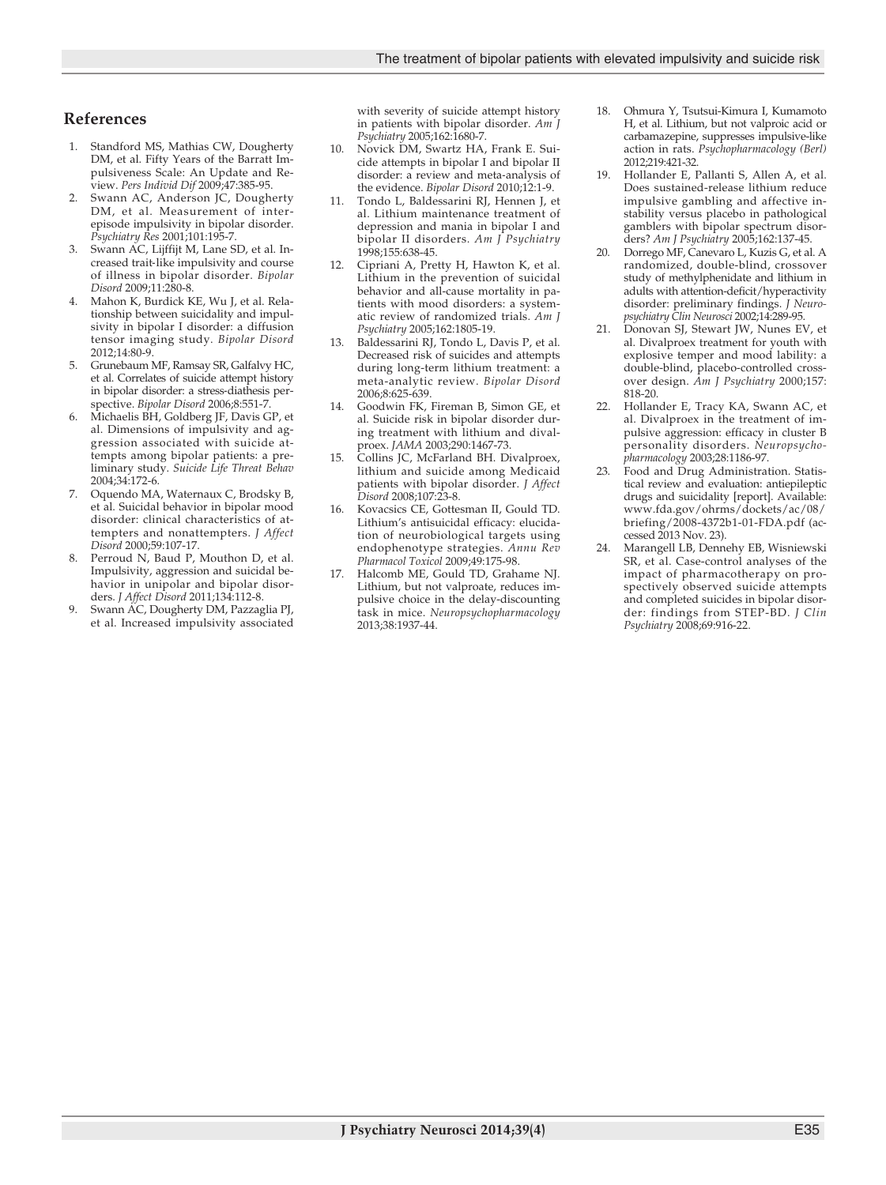## References

1. Standford MS, Mathias CW, Dougherty DM, et al. Fifty Years of the Barratt Impulsiveness Scale: An Update and Review. *Pers Individ Dif* 2009;47:385-95.
2. Swann AC, Anderson JC, Dougherty DM, et al. Measurement of inter-episode impulsivity in bipolar disorder. *Psychiatry Res* 2001;101:195-7.
3. Swann AC, Lijffijt M, Lane SD, et al. Increased trait-like impulsivity and course of illness in bipolar disorder. *Bipolar Disord* 2009;11:280-8.
4. Mahon K, Burdick KE, Wu J, et al. Relationship between suicidality and impulsivity in bipolar I disorder: a diffusion tensor imaging study. *Bipolar Disord* 2012;14:80-9.
5. Grunebaum MF, Ramsay SR, Galfalvy HC, et al. Correlates of suicide attempt history in bipolar disorder: a stress-diathesis perspective. *Bipolar Disord* 2006;8:551-7.
6. Michaelis BH, Goldberg JF, Davis GP, et al. Dimensions of impulsivity and aggression associated with suicide attempts among bipolar patients: a preliminary study. *Suicide Life Threat Behav* 2004;34:172-6.
7. Oquendo MA, Waternaux C, Brodsky B, et al. Suicidal behavior in bipolar mood disorder: clinical characteristics of attempters and nonattempters. *J Affect Disord* 2000;59:107-17.
8. Perroud N, Baud P, Mouthon D, et al. Impulsivity, aggression and suicidal behavior in unipolar and bipolar disorders. *J Affect Disord* 2011;134:112-8.
9. Swann AC, Dougherty DM, Pazzaglia PJ, et al. Increased impulsivity associated with severity of suicide attempt history in patients with bipolar disorder. *Am J Psychiatry* 2005;162:1680-7.
10. Novick DM, Swartz HA, Frank E. Suicide attempts in bipolar I and bipolar II disorder: a review and meta-analysis of the evidence. *Bipolar Disord* 2010;12:1-9.
11. Tondo L, Baldessarini RJ, Hennen J, et al. Lithium maintenance treatment of depression and mania in bipolar I and bipolar II disorders. *Am J Psychiatry* 1998;155:638-45.
12. Cipriani A, Pretty H, Hawton K, et al. Lithium in the prevention of suicidal behavior and all-cause mortality in patients with mood disorders: a systematic review of randomized trials. *Am J Psychiatry* 2005;162:1805-19.
13. Baldessarini RJ, Tondo L, Davis P, et al. Decreased risk of suicides and attempts during long-term lithium treatment: a meta-analytic review. *Bipolar Disord* 2006;8:625-639.
14. Goodwin FK, Fireman B, Simon GE, et al. Suicide risk in bipolar disorder during treatment with lithium and divalproex. *JAMA* 2003;290:1467-73.
15. Collins JC, McFarland BH. Divalproex, lithium and suicide among Medicaid patients with bipolar disorder. *J Affect Disord* 2008;107:23-8.
16. Kovacsics CE, Gottesman II, Gould TD. Lithium's antisuicidal efficacy: elucidation of neurobiological targets using endophenotype strategies. *Annu Rev Pharmacol Toxicol* 2009;49:175-98.
17. Halcomb ME, Gould TD, Grahame NJ. Lithium, but not valproate, reduces impulsive choice in the delay-discounting task in mice. *Neuropsychopharmacology* 2013;38:1937-44.
18. Ohmura Y, Tsutsui-Kimura I, Kumamoto H, et al. Lithium, but not valproic acid or carbamazepine, suppresses impulsive-like action in rats. *Psychopharmacology (Berl)* 2012;219:421-32.
19. Hollander E, Pallanti S, Allen A, et al. Does sustained-release lithium reduce impulsive gambling and affective instability versus placebo in pathological gamblers with bipolar spectrum disorders? *Am J Psychiatry* 2005;162:137-45.
20. Dorrego MF, Canevaro L, Kuzis G, et al. A randomized, double-blind, crossover study of methylphenidate and lithium in adults with attention-deficit/hyperactivity disorder: preliminary findings. *J Neuropsychiatry Clin Neurosci* 2002;14:289-95.
21. Donovan SJ, Stewart JW, Nunes EV, et al. Divalproex treatment for youth with explosive temper and mood lability: a double-blind, placebo-controlled crossover design. *Am J Psychiatry* 2000;157:818-20.
22. Hollander E, Tracy KA, Swann AC, et al. Divalproex in the treatment of impulsive aggression: efficacy in cluster B personality disorders. *Neuropsychopharmacology* 2003;28:1186-97.
23. Food and Drug Administration. Statistical review and evaluation: antiepileptic drugs and suicidality [report]. Available: www.fda.gov/ohrms/dockets/ac/08/briefing/2008-4372b1-01-FDA.pdf (accessed 2013 Nov. 23).
24. Marangell LB, Dennehy EB, Wisniewski SR, et al. Case-control analyses of the impact of pharmacotherapy on prospectively observed suicide attempts and completed suicides in bipolar disorder: findings from STEP-BD. *J Clin Psychiatry* 2008;69:916-22.